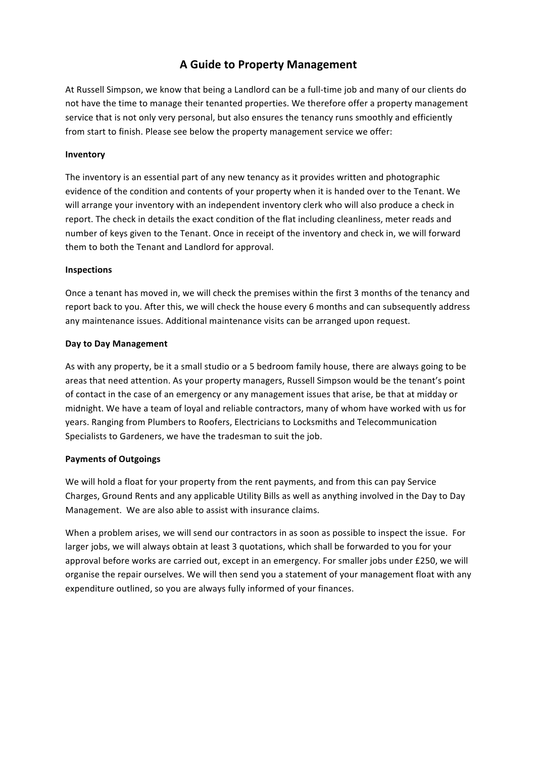# A Guide to Property Management

At Russell Simpson, we know that being a Landlord can be a full-time job and many of our clients do not have the time to manage their tenanted properties. We therefore offer a property management service that is not only very personal, but also ensures the tenancy runs smoothly and efficiently from start to finish. Please see below the property management service we offer:

**Inventory**

The inventory is an essential part of any new tenancy as it provides written and photographic evidence of the condition and contents of your property when it is handed over to the Tenant. We will arrange your inventory with an independent inventory clerk who will also produce a check in report. The check in details the exact condition of the flat including cleanliness, meter reads and number of keys given to the Tenant. Once in receipt of the inventory and check in, we will forward them to both the Tenant and Landlord for approval.

**Inspections**

Once a tenant has moved in, we will check the premises within the first 3 months of the tenancy and report back to you. After this, we will check the house every 6 months and can subsequently address any maintenance issues. Additional maintenance visits can be arranged upon request.

**Day to Day Management**

As with any property, be it a small studio or a 5 bedroom family house, there are always going to be areas that need attention. As your property managers, Russell Simpson would be the tenant's point of contact in the case of an emergency or any management issues that arise, be that at midday or midnight. We have a team of loyal and reliable contractors, many of whom have worked with us for years. Ranging from Plumbers to Roofers, Electricians to Locksmiths and Telecommunication Specialists to Gardeners, we have the tradesman to suit the job.

**Payments of Outgoings**

We will hold a float for your property from the rent payments, and from this can pay Service Charges, Ground Rents and any applicable Utility Bills as well as anything involved in the Day to Day Management. We are also able to assist with insurance claims.

When a problem arises, we will send our contractors in as soon as possible to inspect the issue. For larger jobs, we will always obtain at least 3 quotations, which shall be forwarded to you for your approval before works are carried out, except in an emergency. For smaller jobs under £250, we will organise the repair ourselves. We will then send you a statement of your management float with any expenditure outlined, so you are always fully informed of your finances.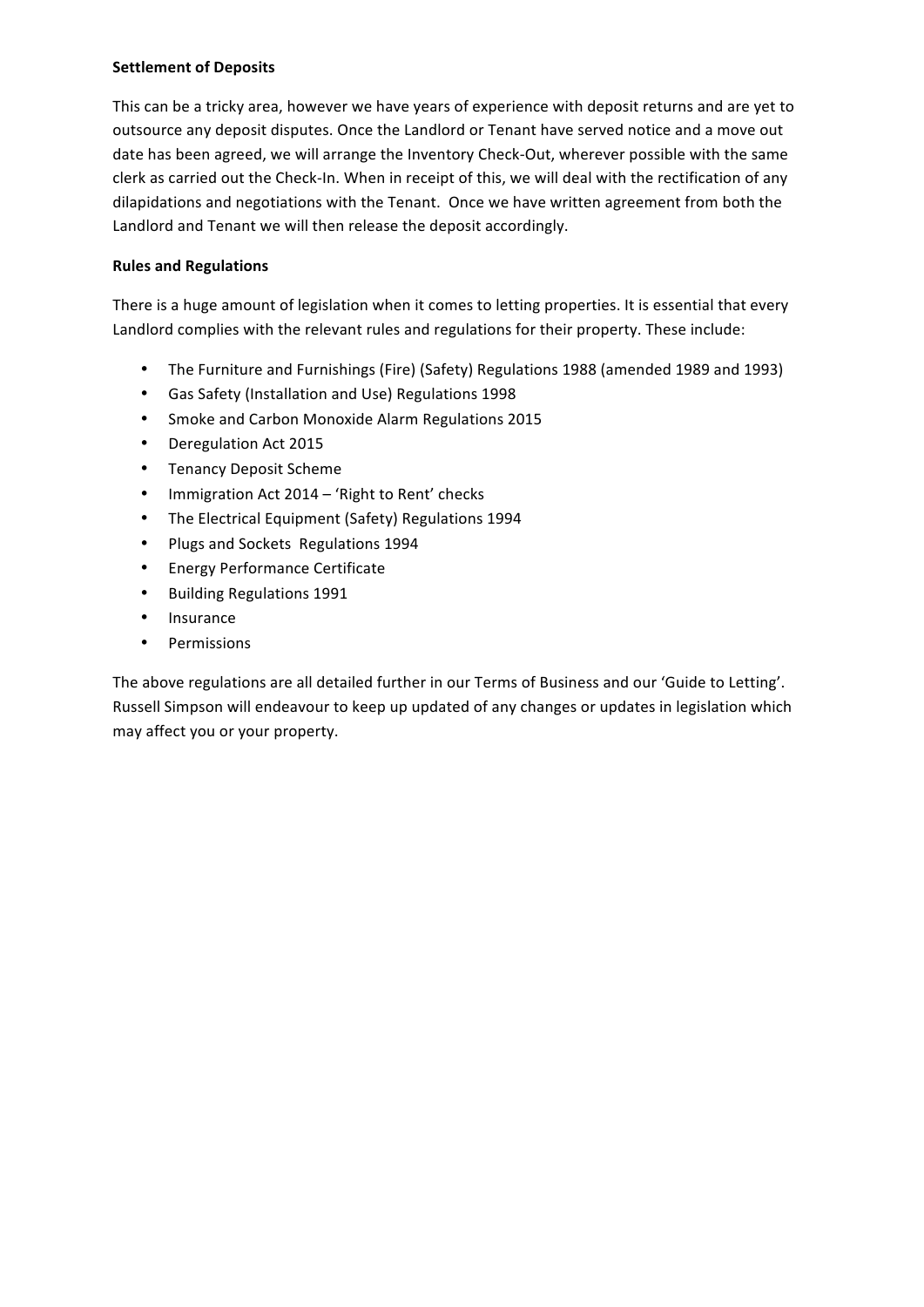**Settlement of Deposits**

This can be a tricky area, however we have years of experience with deposit returns and are yet to outsource any deposit disputes. Once the Landlord or Tenant have served notice and a move out date has been agreed, we will arrange the Inventory Check-Out, wherever possible with the same clerk as carried out the Check-In. When in receipt of this, we will deal with the rectification of any dilapidations and negotiations with the Tenant. Once we have written agreement from both the Landlord and Tenant we will then release the deposit accordingly.

**Rules and Regulations**

There is a huge amount of legislation when it comes to letting properties. It is essential that every Landlord complies with the relevant rules and regulations for their property. These include:

- The Furniture and Furnishings (Fire) (Safety) Regulations 1988 (amended 1989 and 1993)
- Gas Safety (Installation and Use) Regulations 1998
- Smoke and Carbon Monoxide Alarm Regulations 2015
- Deregulation Act 2015
- Tenancy Deposit Scheme
- Immigration Act 2014 – 'Right to Rent' checks
- The Electrical Equipment (Safety) Regulations 1994
- Plugs and Sockets Regulations 1994
- Energy Performance Certificate
- Building Regulations 1991
- Insurance
- Permissions

The above regulations are all detailed further in our Terms of Business and our 'Guide to Letting'. Russell Simpson will endeavour to keep up updated of any changes or updates in legislation which may affect you or your property.